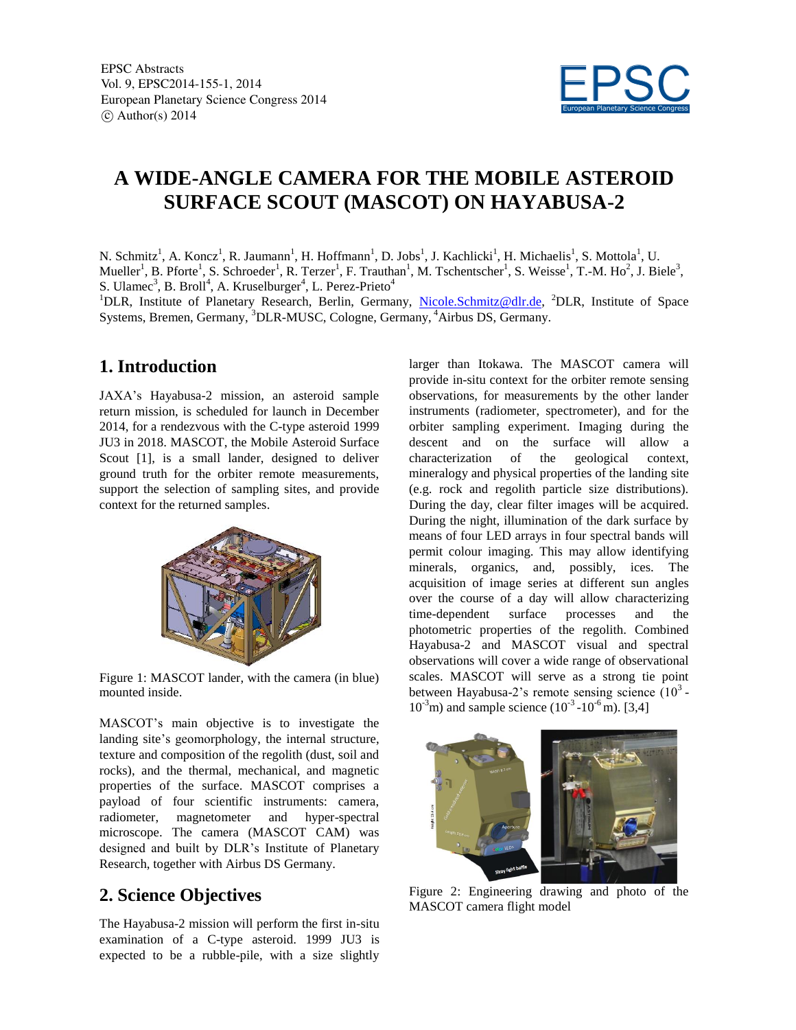# A WIDE-ANGLE CAMERA FOR THE MOBILE ASTEROID SURFACE SCOUT (MASCOT) ON HAYABUSA-2

N. Schmitz[1], A. Koncz[1], R. Jaumann[1], H. Hoffmann[1], D. Jobs[1], J. Kachlicki[1], H. Michaelis[1], S. Mottola[1], U. Mueller[1], B. Pforte[1], S. Schroeder[1], R. Terzer[1], F. Trauthan[1], M. Tschentscher[1], S. Weisse[1], T.-M. Ho[2], J. Biele[3], S. Ulamec[3], B. Broll[4], A. Kruselburger[4], L. Perez-Prieto[4]

[1]DLR, Institute of Planetary Research, Berlin, Germany, Nicole.Schmitz@dlr.de, [2]DLR, Institute of Space Systems, Bremen, Germany, [3]DLR-MUSC, Cologne, Germany, [4]Airbus DS, Germany.

## 1. Introduction

JAXA's Hayabusa-2 mission, an asteroid sample return mission, is scheduled for launch in December 2014, for a rendezvous with the C-type asteroid 1999 JU3 in 2018. MASCOT, the Mobile Asteroid Surface Scout [1], is a small lander, designed to deliver ground truth for the orbiter remote measurements, support the selection of sampling sites, and provide context for the returned samples.

Figure 1: MASCOT lander, with the camera (in blue) mounted inside.

MASCOT's main objective is to investigate the landing site's geomorphology, the internal structure, texture and composition of the regolith (dust, soil and rocks), and the thermal, mechanical, and magnetic properties of the surface. MASCOT comprises a payload of four scientific instruments: camera, radiometer, magnetometer and hyper-spectral microscope. The camera (MASCOT CAM) was designed and built by DLR's Institute of Planetary Research, together with Airbus DS Germany.

## 2. Science Objectives

The Hayabusa-2 mission will perform the first in-situ examination of a C-type asteroid. 1999 JU3 is expected to be a rubble-pile, with a size slightly larger than Itokawa. The MASCOT camera will provide in-situ context for the orbiter remote sensing observations, for measurements by the other lander instruments (radiometer, spectrometer), and for the orbiter sampling experiment. Imaging during the descent and on the surface will allow a characterization of the geological context, mineralogy and physical properties of the landing site (e.g. rock and regolith particle size distributions). During the day, clear filter images will be acquired. During the night, illumination of the dark surface by means of four LED arrays in four spectral bands will permit colour imaging. This may allow identifying minerals, organics, and, possibly, ices. The acquisition of image series at different sun angles over the course of a day will allow characterizing time-dependent surface processes and the photometric properties of the regolith. Combined Hayabusa-2 and MASCOT visual and spectral observations will cover a wide range of observational scales. MASCOT will serve as a strong tie point between Hayabusa-2's remote sensing science ($10^3$ - $10^{-3}$m) and sample science ($10^{-3}$ -$10^{-6}$ m). [3,4]

Figure 2: Engineering drawing and photo of the MASCOT camera flight model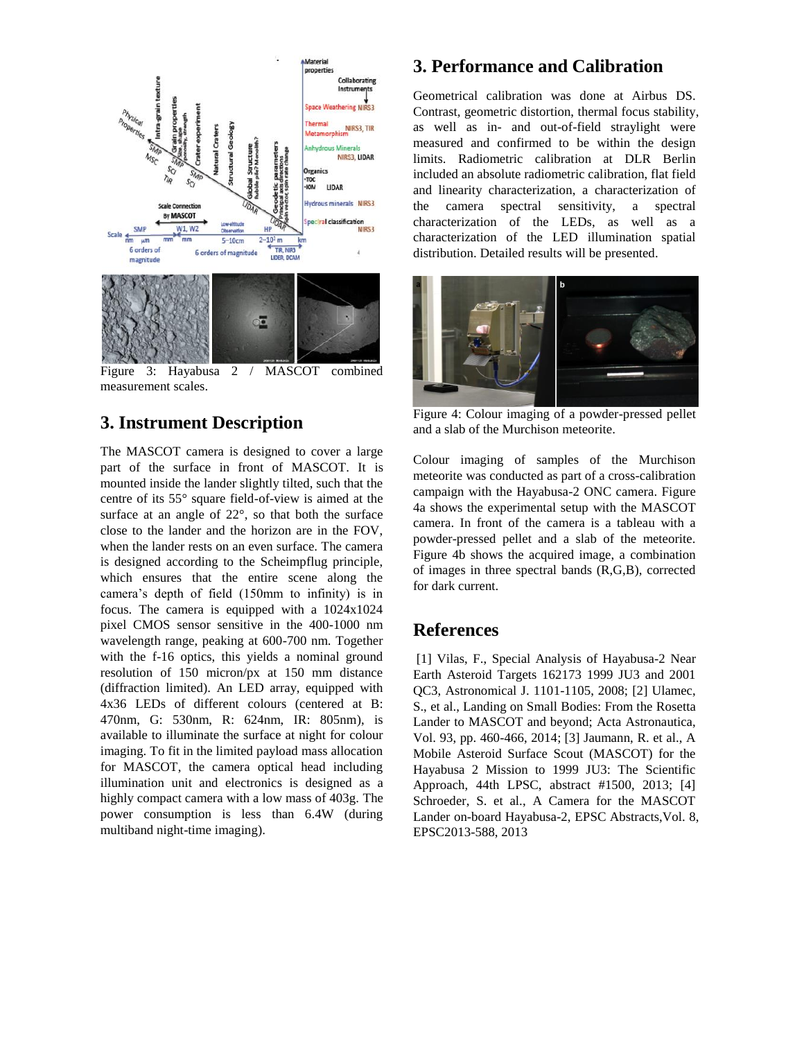Figure 3: Hayabusa 2 / MASCOT combined measurement scales.

## 3. Instrument Description

The MASCOT camera is designed to cover a large part of the surface in front of MASCOT. It is mounted inside the lander slightly tilted, such that the centre of its 55° square field-of-view is aimed at the surface at an angle of 22°, so that both the surface close to the lander and the horizon are in the FOV, when the lander rests on an even surface. The camera is designed according to the Scheimpflug principle, which ensures that the entire scene along the camera's depth of field (150mm to infinity) is in focus. The camera is equipped with a 1024x1024 pixel CMOS sensor sensitive in the 400-1000 nm wavelength range, peaking at 600-700 nm. Together with the f-16 optics, this yields a nominal ground resolution of 150 micron/px at 150 mm distance (diffraction limited). An LED array, equipped with 4x36 LEDs of different colours (centered at B: 470nm, G: 530nm, R: 624nm, IR: 805nm), is available to illuminate the surface at night for colour imaging. To fit in the limited payload mass allocation for MASCOT, the camera optical head including illumination unit and electronics is designed as a highly compact camera with a low mass of 403g. The power consumption is less than 6.4W (during multiband night-time imaging).

## 3. Performance and Calibration

Geometrical calibration was done at Airbus DS. Contrast, geometric distortion, thermal focus stability, as well as in- and out-of-field straylight were measured and confirmed to be within the design limits. Radiometric calibration at DLR Berlin included an absolute radiometric calibration, flat field and linearity characterization, a characterization of the camera spectral sensitivity, a spectral characterization of the LEDs, as well as a characterization of the LED illumination spatial distribution. Detailed results will be presented.

Figure 4: Colour imaging of a powder-pressed pellet and a slab of the Murchison meteorite.

Colour imaging of samples of the Murchison meteorite was conducted as part of a cross-calibration campaign with the Hayabusa-2 ONC camera. Figure 4a shows the experimental setup with the MASCOT camera. In front of the camera is a tableau with a powder-pressed pellet and a slab of the meteorite. Figure 4b shows the acquired image, a combination of images in three spectral bands (R,G,B), corrected for dark current.

## References

[1] Vilas, F., Special Analysis of Hayabusa-2 Near Earth Asteroid Targets 162173 1999 JU3 and 2001 QC3, Astronomical J. 1101-1105, 2008; [2] Ulamec, S., et al., Landing on Small Bodies: From the Rosetta Lander to MASCOT and beyond; Acta Astronautica, Vol. 93, pp. 460-466, 2014; [3] Jaumann, R. et al., A Mobile Asteroid Surface Scout (MASCOT) for the Hayabusa 2 Mission to 1999 JU3: The Scientific Approach, 44th LPSC, abstract #1500, 2013; [4] Schroeder, S. et al., A Camera for the MASCOT Lander on-board Hayabusa-2, EPSC Abstracts,Vol. 8, EPSC2013-588, 2013